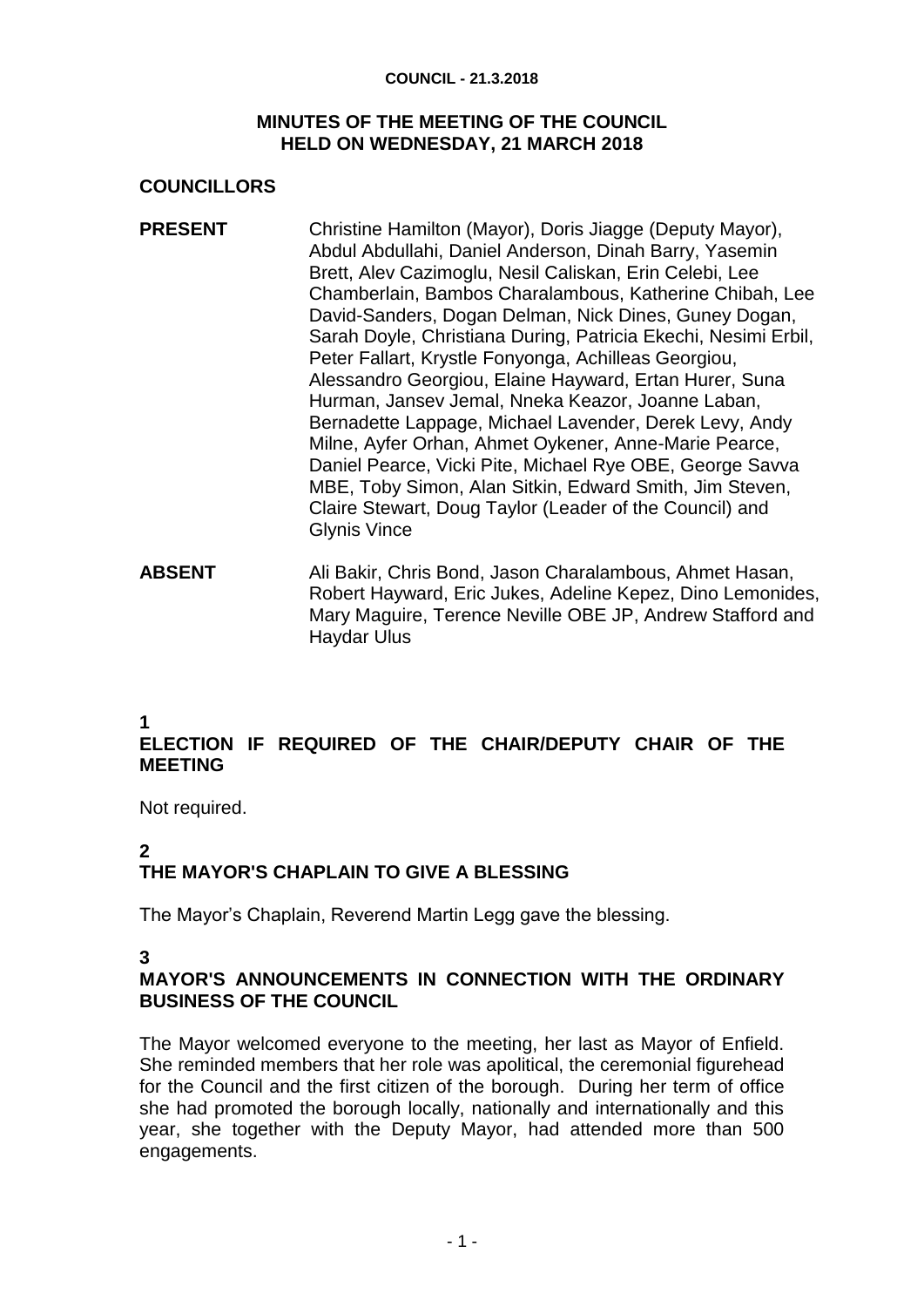# MINUTES OF THE MEETING OF THE COUNCIL HELD ON WEDNESDAY, 21 MARCH 2018

## COUNCILLORS

**PRESENT** Christine Hamilton (Mayor), Doris Jiagge (Deputy Mayor), Abdul Abdullahi, Daniel Anderson, Dinah Barry, Yasemin Brett, Alev Cazimoglu, Nesil Caliskan, Erin Celebi, Lee Chamberlain, Bambos Charalambous, Katherine Chibah, Lee David-Sanders, Dogan Delman, Nick Dines, Guney Dogan, Sarah Doyle, Christiana During, Patricia Ekechi, Nesimi Erbil, Peter Fallart, Krystle Fonyonga, Achilleas Georgiou, Alessandro Georgiou, Elaine Hayward, Ertan Hurer, Suna Hurman, Jansev Jemal, Nneka Keazor, Joanne Laban, Bernadette Lappage, Michael Lavender, Derek Levy, Andy Milne, Ayfer Orhan, Ahmet Oykener, Anne-Marie Pearce, Daniel Pearce, Vicki Pite, Michael Rye OBE, George Savva MBE, Toby Simon, Alan Sitkin, Edward Smith, Jim Steven, Claire Stewart, Doug Taylor (Leader of the Council) and Glynis Vince

**ABSENT** Ali Bakir, Chris Bond, Jason Charalambous, Ahmet Hasan, Robert Hayward, Eric Jukes, Adeline Kepez, Dino Lemonides, Mary Maguire, Terence Neville OBE JP, Andrew Stafford and Haydar Ulus

## 1 ELECTION IF REQUIRED OF THE CHAIR/DEPUTY CHAIR OF THE MEETING

Not required.

## 2 THE MAYOR'S CHAPLAIN TO GIVE A BLESSING

The Mayor's Chaplain, Reverend Martin Legg gave the blessing.

## 3 MAYOR'S ANNOUNCEMENTS IN CONNECTION WITH THE ORDINARY BUSINESS OF THE COUNCIL

The Mayor welcomed everyone to the meeting, her last as Mayor of Enfield. She reminded members that her role was apolitical, the ceremonial figurehead for the Council and the first citizen of the borough. During her term of office she had promoted the borough locally, nationally and internationally and this year, she together with the Deputy Mayor, had attended more than 500 engagements.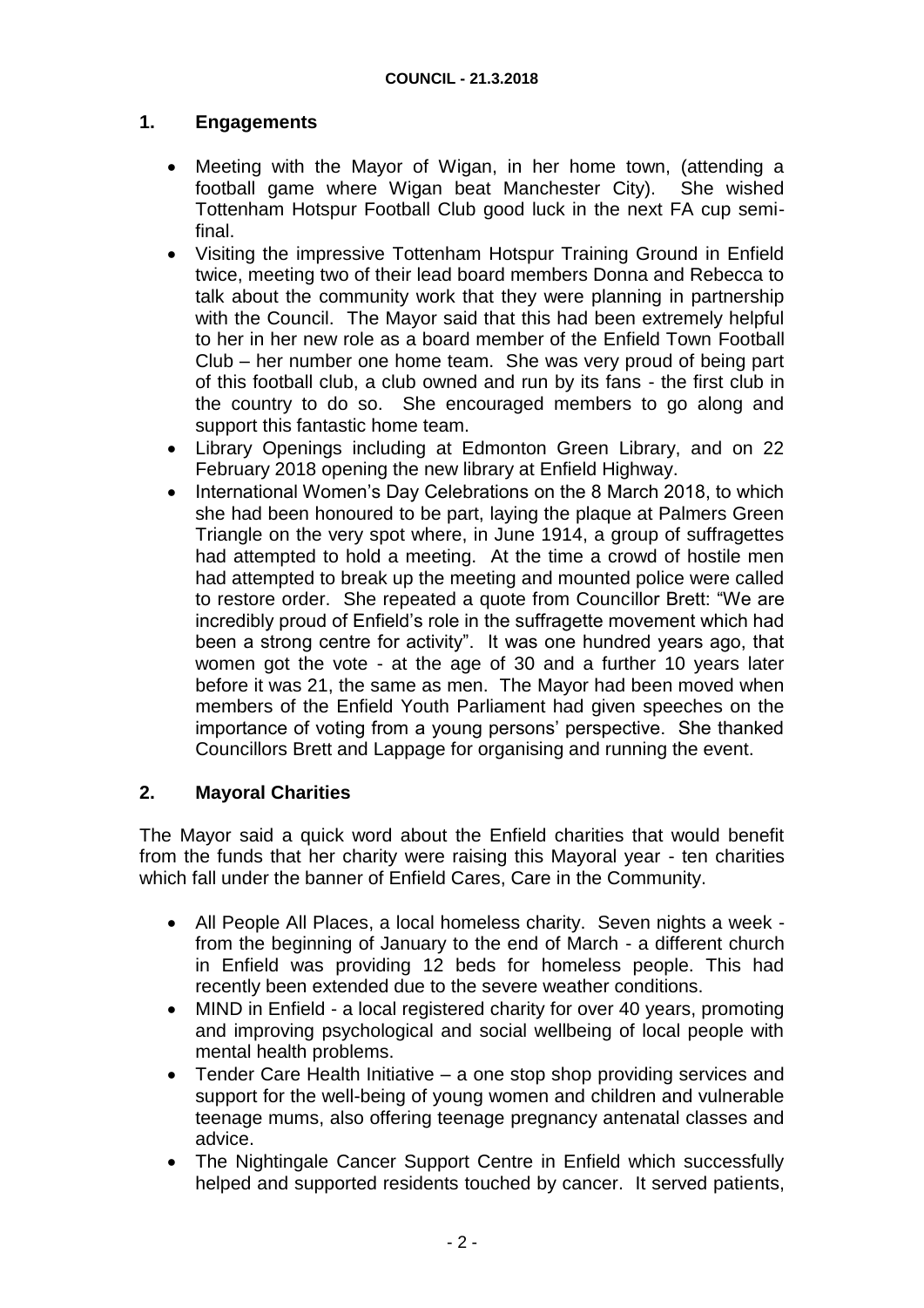## 1. Engagements

- Meeting with the Mayor of Wigan, in her home town, (attending a football game where Wigan beat Manchester City). She wished Tottenham Hotspur Football Club good luck in the next FA cup semi-final.
- Visiting the impressive Tottenham Hotspur Training Ground in Enfield twice, meeting two of their lead board members Donna and Rebecca to talk about the community work that they were planning in partnership with the Council. The Mayor said that this had been extremely helpful to her in her new role as a board member of the Enfield Town Football Club – her number one home team. She was very proud of being part of this football club, a club owned and run by its fans - the first club in the country to do so. She encouraged members to go along and support this fantastic home team.
- Library Openings including at Edmonton Green Library, and on 22 February 2018 opening the new library at Enfield Highway.
- International Women's Day Celebrations on the 8 March 2018, to which she had been honoured to be part, laying the plaque at Palmers Green Triangle on the very spot where, in June 1914, a group of suffragettes had attempted to hold a meeting. At the time a crowd of hostile men had attempted to break up the meeting and mounted police were called to restore order. She repeated a quote from Councillor Brett: "We are incredibly proud of Enfield's role in the suffragette movement which had been a strong centre for activity". It was one hundred years ago, that women got the vote - at the age of 30 and a further 10 years later before it was 21, the same as men. The Mayor had been moved when members of the Enfield Youth Parliament had given speeches on the importance of voting from a young persons' perspective. She thanked Councillors Brett and Lappage for organising and running the event.

## 2. Mayoral Charities

The Mayor said a quick word about the Enfield charities that would benefit from the funds that her charity were raising this Mayoral year - ten charities which fall under the banner of Enfield Cares, Care in the Community.

- All People All Places, a local homeless charity. Seven nights a week - from the beginning of January to the end of March - a different church in Enfield was providing 12 beds for homeless people. This had recently been extended due to the severe weather conditions.
- MIND in Enfield - a local registered charity for over 40 years, promoting and improving psychological and social wellbeing of local people with mental health problems.
- Tender Care Health Initiative – a one stop shop providing services and support for the well-being of young women and children and vulnerable teenage mums, also offering teenage pregnancy antenatal classes and advice.
- The Nightingale Cancer Support Centre in Enfield which successfully helped and supported residents touched by cancer. It served patients,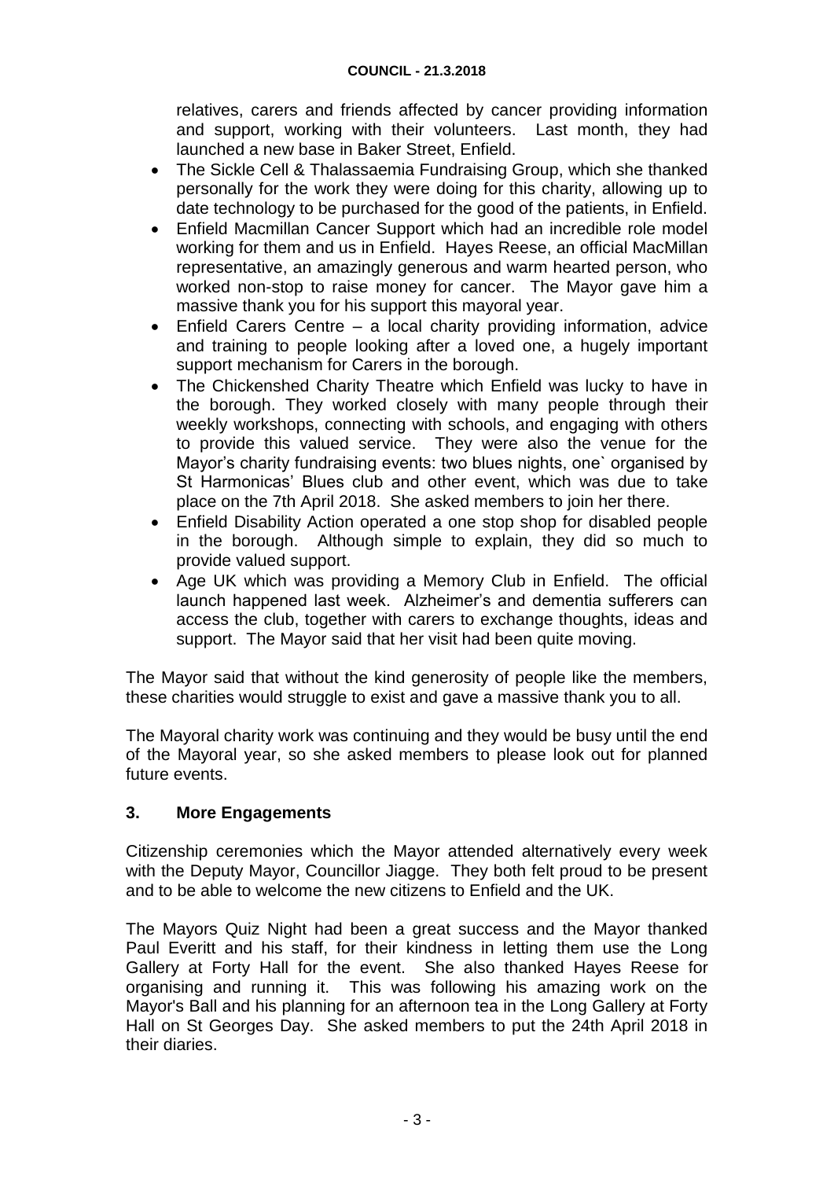relatives, carers and friends affected by cancer providing information and support, working with their volunteers. Last month, they had launched a new base in Baker Street, Enfield.

- The Sickle Cell & Thalassaemia Fundraising Group, which she thanked personally for the work they were doing for this charity, allowing up to date technology to be purchased for the good of the patients, in Enfield.
- Enfield Macmillan Cancer Support which had an incredible role model working for them and us in Enfield. Hayes Reese, an official MacMillan representative, an amazingly generous and warm hearted person, who worked non-stop to raise money for cancer. The Mayor gave him a massive thank you for his support this mayoral year.
- Enfield Carers Centre – a local charity providing information, advice and training to people looking after a loved one, a hugely important support mechanism for Carers in the borough.
- The Chickenshed Charity Theatre which Enfield was lucky to have in the borough. They worked closely with many people through their weekly workshops, connecting with schools, and engaging with others to provide this valued service. They were also the venue for the Mayor's charity fundraising events: two blues nights, one` organised by St Harmonicas' Blues club and other event, which was due to take place on the 7th April 2018. She asked members to join her there.
- Enfield Disability Action operated a one stop shop for disabled people in the borough. Although simple to explain, they did so much to provide valued support.
- Age UK which was providing a Memory Club in Enfield. The official launch happened last week. Alzheimer's and dementia sufferers can access the club, together with carers to exchange thoughts, ideas and support. The Mayor said that her visit had been quite moving.

The Mayor said that without the kind generosity of people like the members, these charities would struggle to exist and gave a massive thank you to all.

The Mayoral charity work was continuing and they would be busy until the end of the Mayoral year, so she asked members to please look out for planned future events.

## 3. More Engagements

Citizenship ceremonies which the Mayor attended alternatively every week with the Deputy Mayor, Councillor Jiagge. They both felt proud to be present and to be able to welcome the new citizens to Enfield and the UK.

The Mayors Quiz Night had been a great success and the Mayor thanked Paul Everitt and his staff, for their kindness in letting them use the Long Gallery at Forty Hall for the event. She also thanked Hayes Reese for organising and running it. This was following his amazing work on the Mayor's Ball and his planning for an afternoon tea in the Long Gallery at Forty Hall on St Georges Day. She asked members to put the 24th April 2018 in their diaries.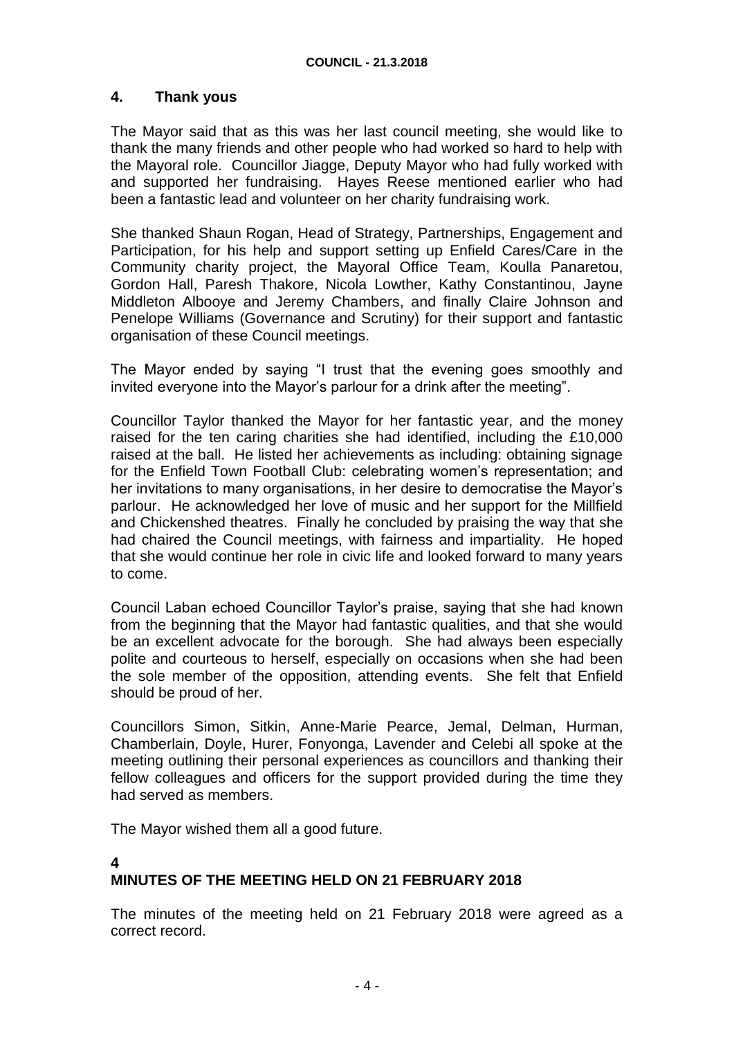## 4. Thank yous

The Mayor said that as this was her last council meeting, she would like to thank the many friends and other people who had worked so hard to help with the Mayoral role. Councillor Jiagge, Deputy Mayor who had fully worked with and supported her fundraising. Hayes Reese mentioned earlier who had been a fantastic lead and volunteer on her charity fundraising work.

She thanked Shaun Rogan, Head of Strategy, Partnerships, Engagement and Participation, for his help and support setting up Enfield Cares/Care in the Community charity project, the Mayoral Office Team, Koulla Panaretou, Gordon Hall, Paresh Thakore, Nicola Lowther, Kathy Constantinou, Jayne Middleton Albooye and Jeremy Chambers, and finally Claire Johnson and Penelope Williams (Governance and Scrutiny) for their support and fantastic organisation of these Council meetings.

The Mayor ended by saying "I trust that the evening goes smoothly and invited everyone into the Mayor's parlour for a drink after the meeting".

Councillor Taylor thanked the Mayor for her fantastic year, and the money raised for the ten caring charities she had identified, including the £10,000 raised at the ball. He listed her achievements as including: obtaining signage for the Enfield Town Football Club: celebrating women's representation; and her invitations to many organisations, in her desire to democratise the Mayor's parlour. He acknowledged her love of music and her support for the Millfield and Chickenshed theatres. Finally he concluded by praising the way that she had chaired the Council meetings, with fairness and impartiality. He hoped that she would continue her role in civic life and looked forward to many years to come.

Council Laban echoed Councillor Taylor's praise, saying that she had known from the beginning that the Mayor had fantastic qualities, and that she would be an excellent advocate for the borough. She had always been especially polite and courteous to herself, especially on occasions when she had been the sole member of the opposition, attending events. She felt that Enfield should be proud of her.

Councillors Simon, Sitkin, Anne-Marie Pearce, Jemal, Delman, Hurman, Chamberlain, Doyle, Hurer, Fonyonga, Lavender and Celebi all spoke at the meeting outlining their personal experiences as councillors and thanking their fellow colleagues and officers for the support provided during the time they had served as members.

The Mayor wished them all a good future.

## 4
## MINUTES OF THE MEETING HELD ON 21 FEBRUARY 2018

The minutes of the meeting held on 21 February 2018 were agreed as a correct record.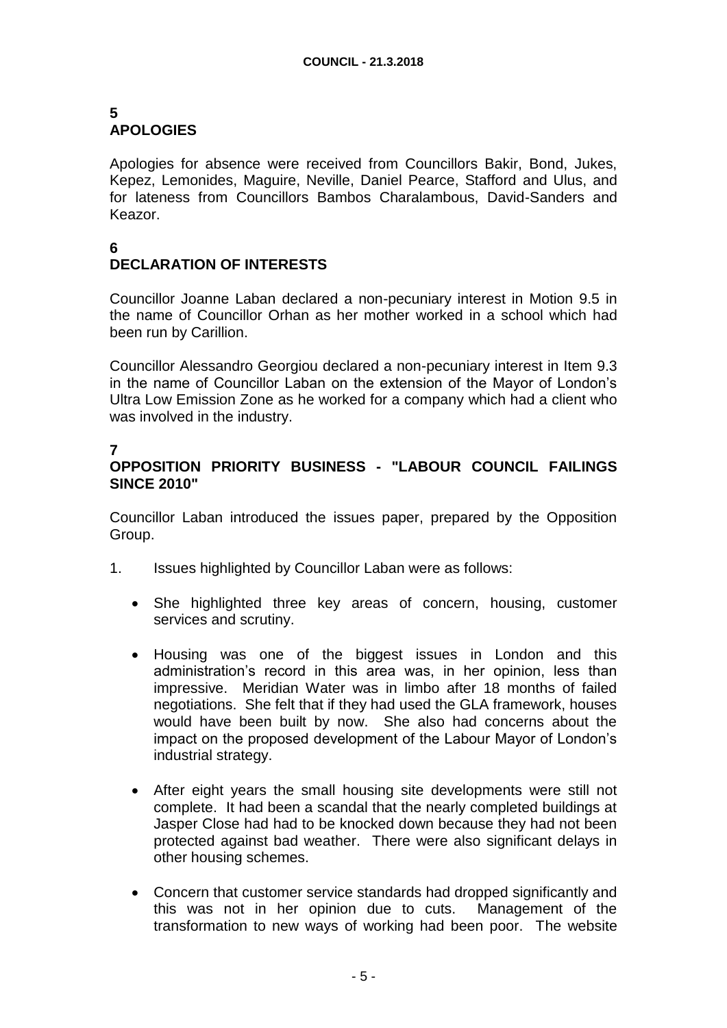## 5
## APOLOGIES

Apologies for absence were received from Councillors Bakir, Bond, Jukes, Kepez, Lemonides, Maguire, Neville, Daniel Pearce, Stafford and Ulus, and for lateness from Councillors Bambos Charalambous, David-Sanders and Keazor.

## 6
## DECLARATION OF INTERESTS

Councillor Joanne Laban declared a non-pecuniary interest in Motion 9.5 in the name of Councillor Orhan as her mother worked in a school which had been run by Carillion.

Councillor Alessandro Georgiou declared a non-pecuniary interest in Item 9.3 in the name of Councillor Laban on the extension of the Mayor of London's Ultra Low Emission Zone as he worked for a company which had a client who was involved in the industry.

## 7
## OPPOSITION PRIORITY BUSINESS - "LABOUR COUNCIL FAILINGS SINCE 2010"

Councillor Laban introduced the issues paper, prepared by the Opposition Group.

1. Issues highlighted by Councillor Laban were as follows:

   - She highlighted three key areas of concern, housing, customer services and scrutiny.

   - Housing was one of the biggest issues in London and this administration's record in this area was, in her opinion, less than impressive. Meridian Water was in limbo after 18 months of failed negotiations. She felt that if they had used the GLA framework, houses would have been built by now. She also had concerns about the impact on the proposed development of the Labour Mayor of London's industrial strategy.

   - After eight years the small housing site developments were still not complete. It had been a scandal that the nearly completed buildings at Jasper Close had had to be knocked down because they had not been protected against bad weather. There were also significant delays in other housing schemes.

   - Concern that customer service standards had dropped significantly and this was not in her opinion due to cuts. Management of the transformation to new ways of working had been poor. The website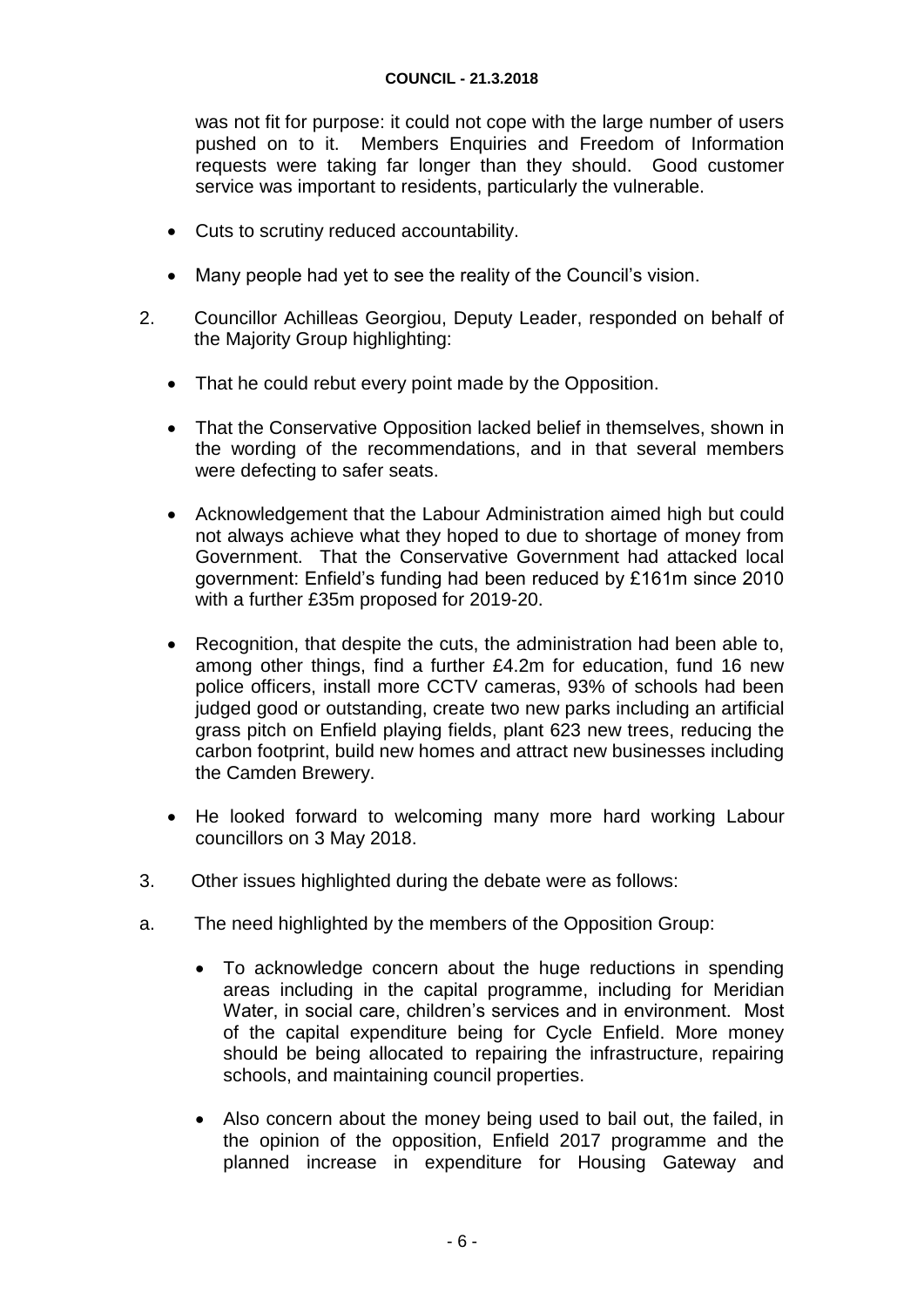was not fit for purpose: it could not cope with the large number of users pushed on to it. Members Enquiries and Freedom of Information requests were taking far longer than they should. Good customer service was important to residents, particularly the vulnerable.

- Cuts to scrutiny reduced accountability.
- Many people had yet to see the reality of the Council's vision.

2. Councillor Achilleas Georgiou, Deputy Leader, responded on behalf of the Majority Group highlighting:

   - That he could rebut every point made by the Opposition.
   - That the Conservative Opposition lacked belief in themselves, shown in the wording of the recommendations, and in that several members were defecting to safer seats.
   - Acknowledgement that the Labour Administration aimed high but could not always achieve what they hoped to due to shortage of money from Government. That the Conservative Government had attacked local government: Enfield's funding had been reduced by £161m since 2010 with a further £35m proposed for 2019-20.
   - Recognition, that despite the cuts, the administration had been able to, among other things, find a further £4.2m for education, fund 16 new police officers, install more CCTV cameras, 93% of schools had been judged good or outstanding, create two new parks including an artificial grass pitch on Enfield playing fields, plant 623 new trees, reducing the carbon footprint, build new homes and attract new businesses including the Camden Brewery.
   - He looked forward to welcoming many more hard working Labour councillors on 3 May 2018.

3. Other issues highlighted during the debate were as follows:

a. The need highlighted by the members of the Opposition Group:

   - To acknowledge concern about the huge reductions in spending areas including in the capital programme, including for Meridian Water, in social care, children's services and in environment. Most of the capital expenditure being for Cycle Enfield. More money should be being allocated to repairing the infrastructure, repairing schools, and maintaining council properties.
   - Also concern about the money being used to bail out, the failed, in the opinion of the opposition, Enfield 2017 programme and the planned increase in expenditure for Housing Gateway and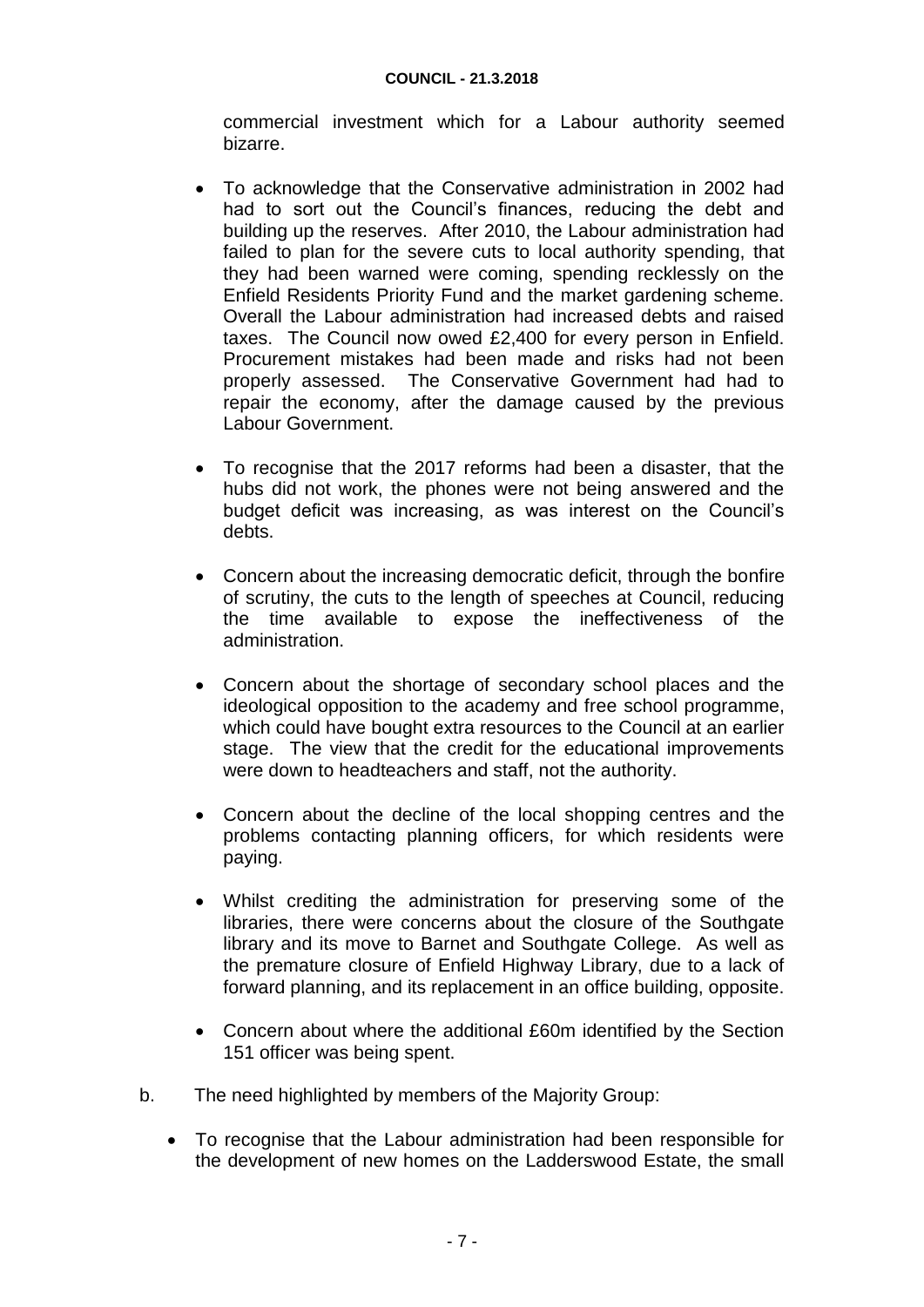commercial investment which for a Labour authority seemed bizarre.

- To acknowledge that the Conservative administration in 2002 had had to sort out the Council's finances, reducing the debt and building up the reserves. After 2010, the Labour administration had failed to plan for the severe cuts to local authority spending, that they had been warned were coming, spending recklessly on the Enfield Residents Priority Fund and the market gardening scheme. Overall the Labour administration had increased debts and raised taxes. The Council now owed £2,400 for every person in Enfield. Procurement mistakes had been made and risks had not been properly assessed. The Conservative Government had had to repair the economy, after the damage caused by the previous Labour Government.

- To recognise that the 2017 reforms had been a disaster, that the hubs did not work, the phones were not being answered and the budget deficit was increasing, as was interest on the Council's debts.

- Concern about the increasing democratic deficit, through the bonfire of scrutiny, the cuts to the length of speeches at Council, reducing the time available to expose the ineffectiveness of the administration.

- Concern about the shortage of secondary school places and the ideological opposition to the academy and free school programme, which could have bought extra resources to the Council at an earlier stage. The view that the credit for the educational improvements were down to headteachers and staff, not the authority.

- Concern about the decline of the local shopping centres and the problems contacting planning officers, for which residents were paying.

- Whilst crediting the administration for preserving some of the libraries, there were concerns about the closure of the Southgate library and its move to Barnet and Southgate College. As well as the premature closure of Enfield Highway Library, due to a lack of forward planning, and its replacement in an office building, opposite.

- Concern about where the additional £60m identified by the Section 151 officer was being spent.

b. The need highlighted by members of the Majority Group:

- To recognise that the Labour administration had been responsible for the development of new homes on the Ladderswood Estate, the small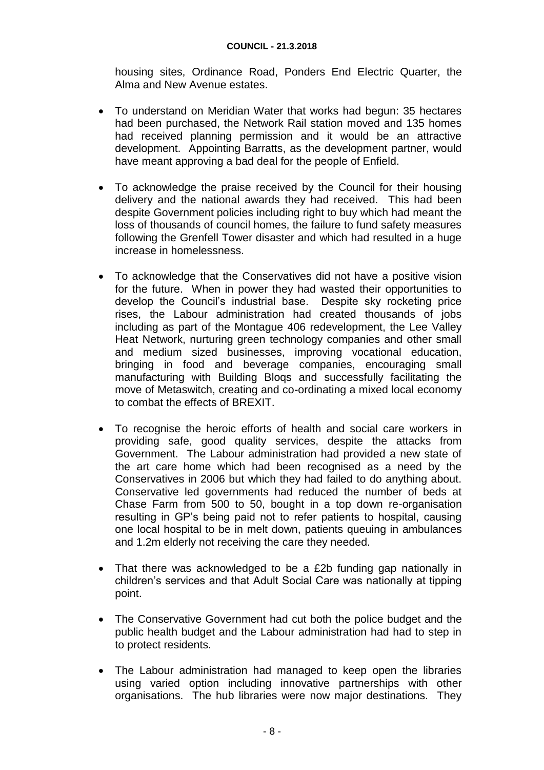housing sites, Ordinance Road, Ponders End Electric Quarter, the Alma and New Avenue estates.

- To understand on Meridian Water that works had begun: 35 hectares had been purchased, the Network Rail station moved and 135 homes had received planning permission and it would be an attractive development. Appointing Barratts, as the development partner, would have meant approving a bad deal for the people of Enfield.

- To acknowledge the praise received by the Council for their housing delivery and the national awards they had received. This had been despite Government policies including right to buy which had meant the loss of thousands of council homes, the failure to fund safety measures following the Grenfell Tower disaster and which had resulted in a huge increase in homelessness.

- To acknowledge that the Conservatives did not have a positive vision for the future. When in power they had wasted their opportunities to develop the Council's industrial base. Despite sky rocketing price rises, the Labour administration had created thousands of jobs including as part of the Montague 406 redevelopment, the Lee Valley Heat Network, nurturing green technology companies and other small and medium sized businesses, improving vocational education, bringing in food and beverage companies, encouraging small manufacturing with Building Bloqs and successfully facilitating the move of Metaswitch, creating and co-ordinating a mixed local economy to combat the effects of BREXIT.

- To recognise the heroic efforts of health and social care workers in providing safe, good quality services, despite the attacks from Government. The Labour administration had provided a new state of the art care home which had been recognised as a need by the Conservatives in 2006 but which they had failed to do anything about. Conservative led governments had reduced the number of beds at Chase Farm from 500 to 50, bought in a top down re-organisation resulting in GP's being paid not to refer patients to hospital, causing one local hospital to be in melt down, patients queuing in ambulances and 1.2m elderly not receiving the care they needed.

- That there was acknowledged to be a £2b funding gap nationally in children's services and that Adult Social Care was nationally at tipping point.

- The Conservative Government had cut both the police budget and the public health budget and the Labour administration had had to step in to protect residents.

- The Labour administration had managed to keep open the libraries using varied option including innovative partnerships with other organisations. The hub libraries were now major destinations. They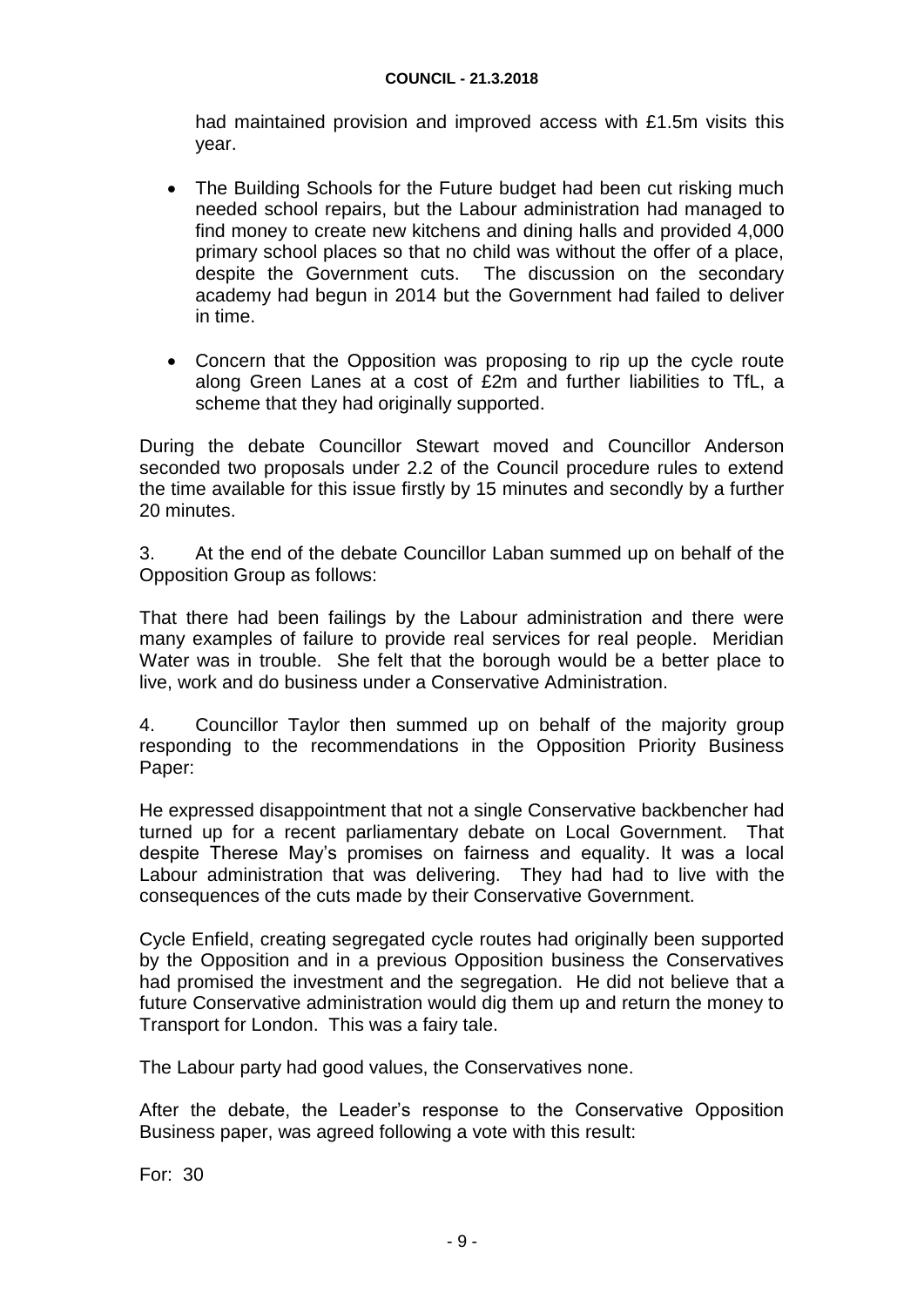had maintained provision and improved access with £1.5m visits this year.

- The Building Schools for the Future budget had been cut risking much needed school repairs, but the Labour administration had managed to find money to create new kitchens and dining halls and provided 4,000 primary school places so that no child was without the offer of a place, despite the Government cuts. The discussion on the secondary academy had begun in 2014 but the Government had failed to deliver in time.

- Concern that the Opposition was proposing to rip up the cycle route along Green Lanes at a cost of £2m and further liabilities to TfL, a scheme that they had originally supported.

During the debate Councillor Stewart moved and Councillor Anderson seconded two proposals under 2.2 of the Council procedure rules to extend the time available for this issue firstly by 15 minutes and secondly by a further 20 minutes.

3. At the end of the debate Councillor Laban summed up on behalf of the Opposition Group as follows:

That there had been failings by the Labour administration and there were many examples of failure to provide real services for real people. Meridian Water was in trouble. She felt that the borough would be a better place to live, work and do business under a Conservative Administration.

4. Councillor Taylor then summed up on behalf of the majority group responding to the recommendations in the Opposition Priority Business Paper:

He expressed disappointment that not a single Conservative backbencher had turned up for a recent parliamentary debate on Local Government. That despite Therese May's promises on fairness and equality. It was a local Labour administration that was delivering. They had had to live with the consequences of the cuts made by their Conservative Government.

Cycle Enfield, creating segregated cycle routes had originally been supported by the Opposition and in a previous Opposition business the Conservatives had promised the investment and the segregation. He did not believe that a future Conservative administration would dig them up and return the money to Transport for London. This was a fairy tale.

The Labour party had good values, the Conservatives none.

After the debate, the Leader's response to the Conservative Opposition Business paper, was agreed following a vote with this result:

For: 30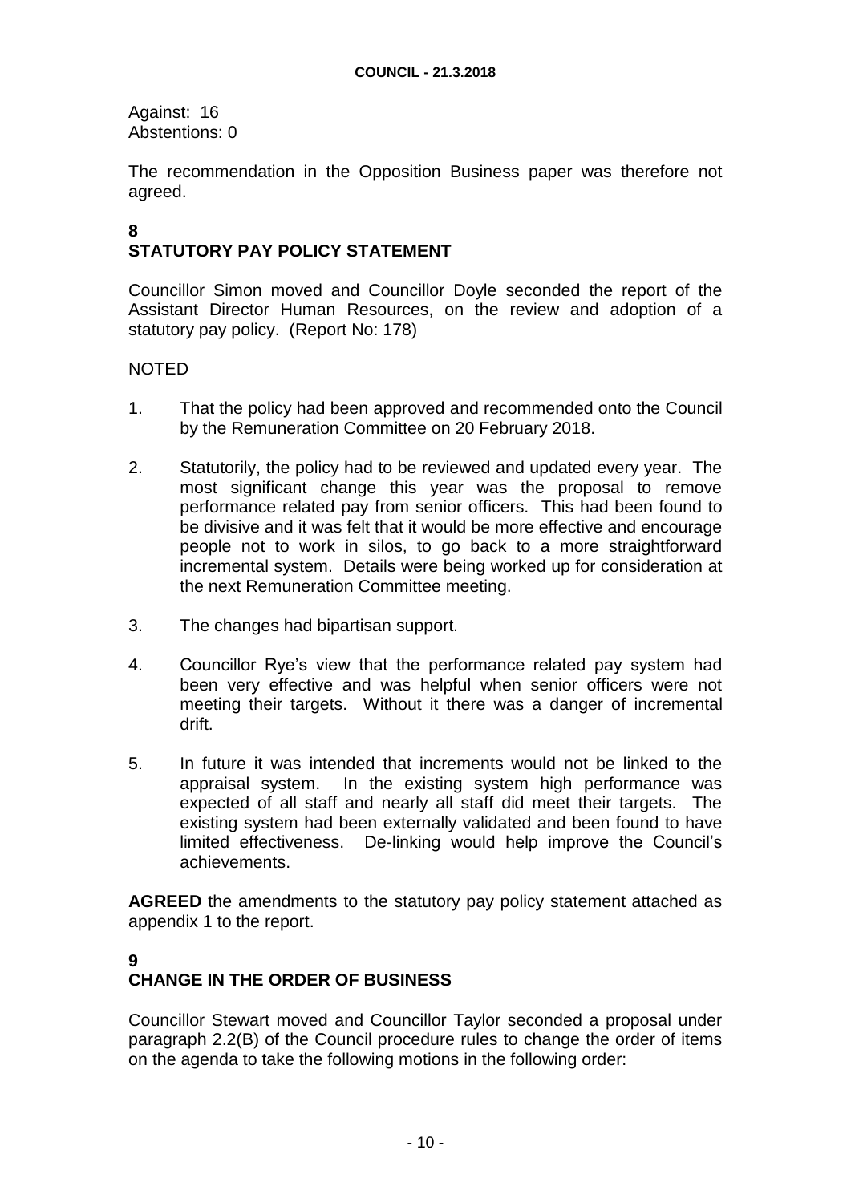Against: 16
Abstentions: 0

The recommendation in the Opposition Business paper was therefore not agreed.

## 8
## STATUTORY PAY POLICY STATEMENT

Councillor Simon moved and Councillor Doyle seconded the report of the Assistant Director Human Resources, on the review and adoption of a statutory pay policy. (Report No: 178)

NOTED

1. That the policy had been approved and recommended onto the Council by the Remuneration Committee on 20 February 2018.

2. Statutorily, the policy had to be reviewed and updated every year. The most significant change this year was the proposal to remove performance related pay from senior officers. This had been found to be divisive and it was felt that it would be more effective and encourage people not to work in silos, to go back to a more straightforward incremental system. Details were being worked up for consideration at the next Remuneration Committee meeting.

3. The changes had bipartisan support.

4. Councillor Rye's view that the performance related pay system had been very effective and was helpful when senior officers were not meeting their targets. Without it there was a danger of incremental drift.

5. In future it was intended that increments would not be linked to the appraisal system. In the existing system high performance was expected of all staff and nearly all staff did meet their targets. The existing system had been externally validated and been found to have limited effectiveness. De-linking would help improve the Council's achievements.

**AGREED** the amendments to the statutory pay policy statement attached as appendix 1 to the report.

## 9
## CHANGE IN THE ORDER OF BUSINESS

Councillor Stewart moved and Councillor Taylor seconded a proposal under paragraph 2.2(B) of the Council procedure rules to change the order of items on the agenda to take the following motions in the following order: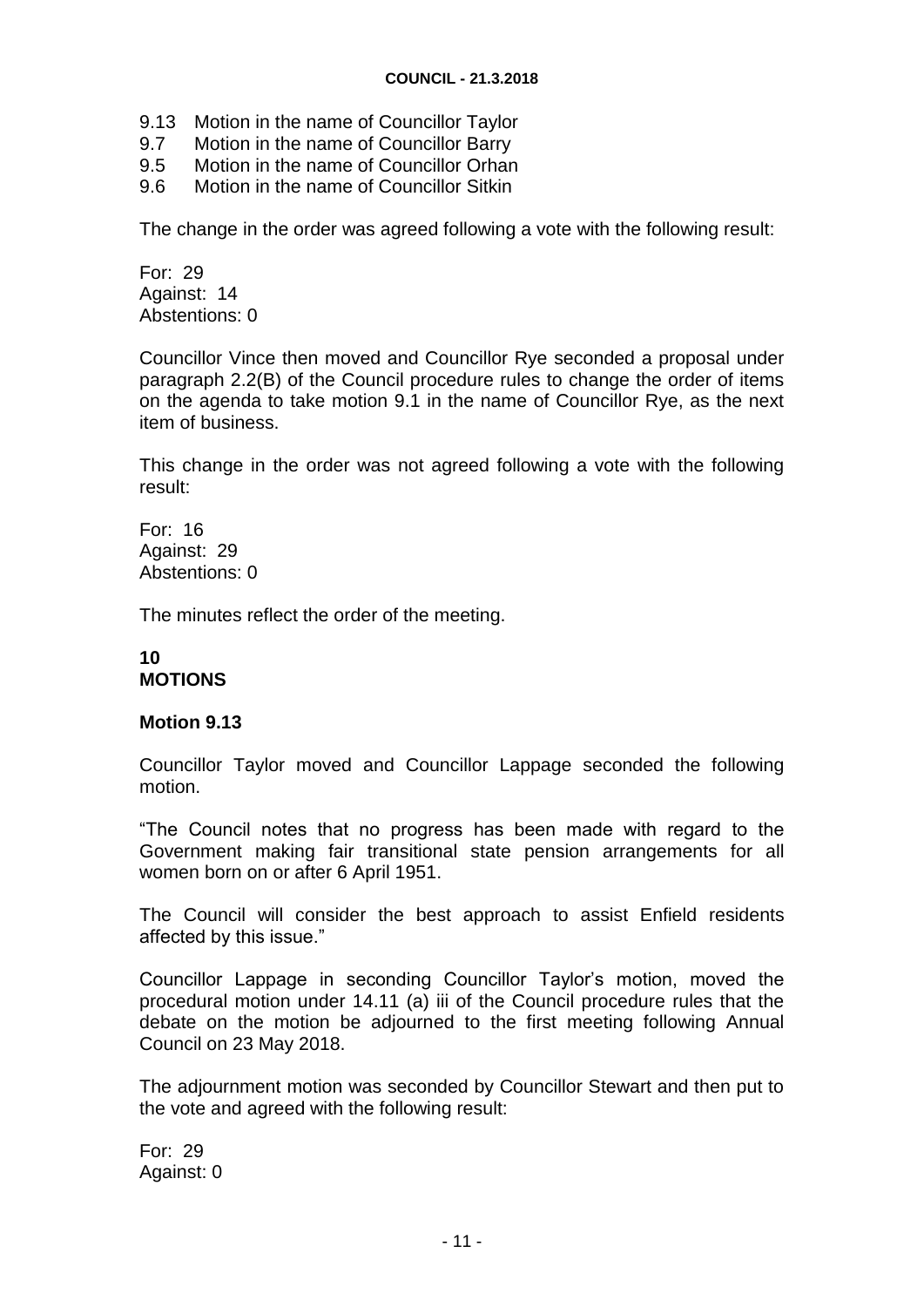9.13 Motion in the name of Councillor Taylor
9.7 Motion in the name of Councillor Barry
9.5 Motion in the name of Councillor Orhan
9.6 Motion in the name of Councillor Sitkin

The change in the order was agreed following a vote with the following result:

For: 29
Against: 14
Abstentions: 0

Councillor Vince then moved and Councillor Rye seconded a proposal under paragraph 2.2(B) of the Council procedure rules to change the order of items on the agenda to take motion 9.1 in the name of Councillor Rye, as the next item of business.

This change in the order was not agreed following a vote with the following result:

For: 16
Against: 29
Abstentions: 0

The minutes reflect the order of the meeting.

## 10
## MOTIONS

### Motion 9.13

Councillor Taylor moved and Councillor Lappage seconded the following motion.

"The Council notes that no progress has been made with regard to the Government making fair transitional state pension arrangements for all women born on or after 6 April 1951.

The Council will consider the best approach to assist Enfield residents affected by this issue."

Councillor Lappage in seconding Councillor Taylor's motion, moved the procedural motion under 14.11 (a) iii of the Council procedure rules that the debate on the motion be adjourned to the first meeting following Annual Council on 23 May 2018.

The adjournment motion was seconded by Councillor Stewart and then put to the vote and agreed with the following result:

For: 29
Against: 0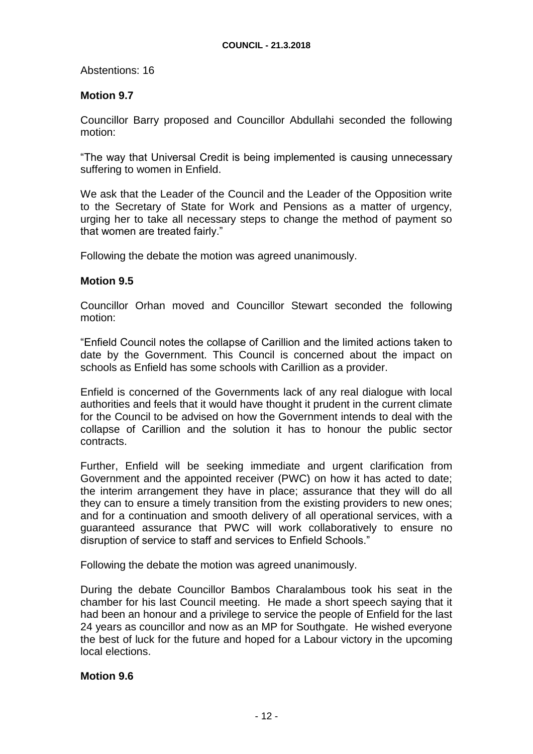Abstentions: 16

**Motion 9.7**

Councillor Barry proposed and Councillor Abdullahi seconded the following motion:

“The way that Universal Credit is being implemented is causing unnecessary suffering to women in Enfield.

We ask that the Leader of the Council and the Leader of the Opposition write to the Secretary of State for Work and Pensions as a matter of urgency, urging her to take all necessary steps to change the method of payment so that women are treated fairly.”

Following the debate the motion was agreed unanimously.

**Motion 9.5**

Councillor Orhan moved and Councillor Stewart seconded the following motion:

“Enfield Council notes the collapse of Carillion and the limited actions taken to date by the Government. This Council is concerned about the impact on schools as Enfield has some schools with Carillion as a provider.

Enfield is concerned of the Governments lack of any real dialogue with local authorities and feels that it would have thought it prudent in the current climate for the Council to be advised on how the Government intends to deal with the collapse of Carillion and the solution it has to honour the public sector contracts.

Further, Enfield will be seeking immediate and urgent clarification from Government and the appointed receiver (PWC) on how it has acted to date; the interim arrangement they have in place; assurance that they will do all they can to ensure a timely transition from the existing providers to new ones; and for a continuation and smooth delivery of all operational services, with a guaranteed assurance that PWC will work collaboratively to ensure no disruption of service to staff and services to Enfield Schools.”

Following the debate the motion was agreed unanimously.

During the debate Councillor Bambos Charalambous took his seat in the chamber for his last Council meeting. He made a short speech saying that it had been an honour and a privilege to service the people of Enfield for the last 24 years as councillor and now as an MP for Southgate. He wished everyone the best of luck for the future and hoped for a Labour victory in the upcoming local elections.

**Motion 9.6**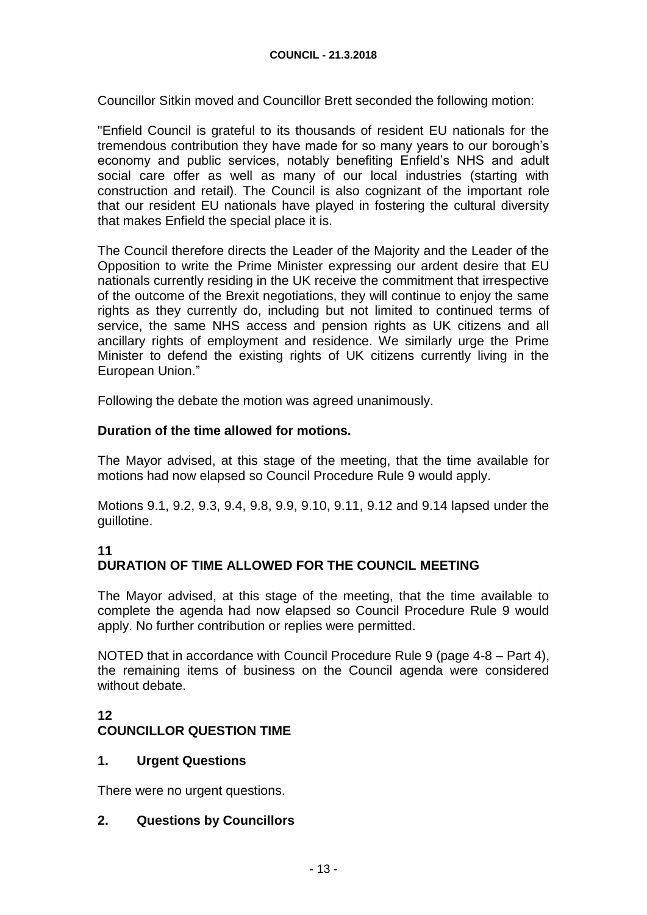Councillor Sitkin moved and Councillor Brett seconded the following motion:

"Enfield Council is grateful to its thousands of resident EU nationals for the tremendous contribution they have made for so many years to our borough's economy and public services, notably benefiting Enfield's NHS and adult social care offer as well as many of our local industries (starting with construction and retail). The Council is also cognizant of the important role that our resident EU nationals have played in fostering the cultural diversity that makes Enfield the special place it is.

The Council therefore directs the Leader of the Majority and the Leader of the Opposition to write the Prime Minister expressing our ardent desire that EU nationals currently residing in the UK receive the commitment that irrespective of the outcome of the Brexit negotiations, they will continue to enjoy the same rights as they currently do, including but not limited to continued terms of service, the same NHS access and pension rights as UK citizens and all ancillary rights of employment and residence. We similarly urge the Prime Minister to defend the existing rights of UK citizens currently living in the European Union."

Following the debate the motion was agreed unanimously.

**Duration of the time allowed for motions.**

The Mayor advised, at this stage of the meeting, that the time available for motions had now elapsed so Council Procedure Rule 9 would apply.

Motions 9.1, 9.2, 9.3, 9.4, 9.8, 9.9, 9.10, 9.11, 9.12 and 9.14 lapsed under the guillotine.

## 11
## DURATION OF TIME ALLOWED FOR THE COUNCIL MEETING

The Mayor advised, at this stage of the meeting, that the time available to complete the agenda had now elapsed so Council Procedure Rule 9 would apply. No further contribution or replies were permitted.

NOTED that in accordance with Council Procedure Rule 9 (page 4-8 – Part 4), the remaining items of business on the Council agenda were considered without debate.

## 12
## COUNCILLOR QUESTION TIME

### 1. Urgent Questions

There were no urgent questions.

### 2. Questions by Councillors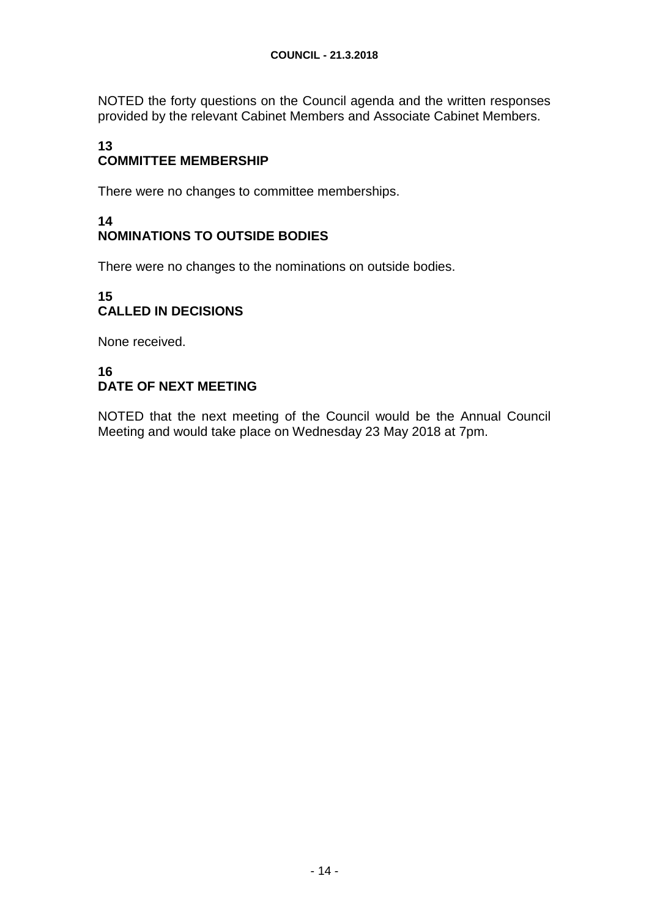NOTED the forty questions on the Council agenda and the written responses provided by the relevant Cabinet Members and Associate Cabinet Members.

## 13
## COMMITTEE MEMBERSHIP

There were no changes to committee memberships.

## 14
## NOMINATIONS TO OUTSIDE BODIES

There were no changes to the nominations on outside bodies.

## 15
## CALLED IN DECISIONS

None received.

## 16
## DATE OF NEXT MEETING

NOTED that the next meeting of the Council would be the Annual Council Meeting and would take place on Wednesday 23 May 2018 at 7pm.